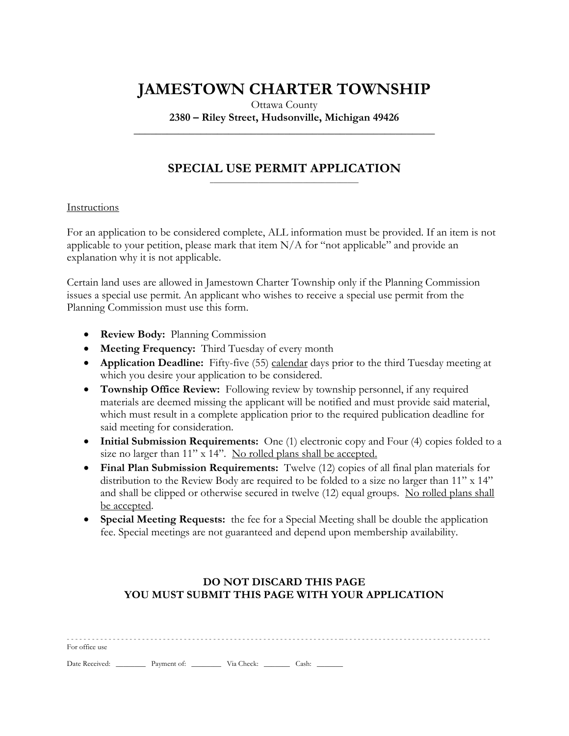# JAMESTOWN CHARTER TOWNSHIP

Ottawa County

**2380 – Riley Street, Hudsonville, Michigan 49426**

---

## SPECIAL USE PERMIT APPLICATION

<u>Instructions</u>

For an application to be considered complete, ALL information must be provided. If an item is not applicable to your petition, please mark that item N/A for "not applicable" and provide an explanation why it is not applicable.

Certain land uses are allowed in Jamestown Charter Township only if the Planning Commission issues a special use permit. An applicant who wishes to receive a special use permit from the Planning Commission must use this form.

- **Review Body:** Planning Commission
- **Meeting Frequency:** Third Tuesday of every month
- **Application Deadline:** Fifty-five (55) <u>calendar</u> days prior to the third Tuesday meeting at which you desire your application to be considered.
- **Township Office Review:** Following review by township personnel, if any required materials are deemed missing the applicant will be notified and must provide said material, which must result in a complete application prior to the required publication deadline for said meeting for consideration.
- **Initial Submission Requirements:** One (1) electronic copy and Four (4) copies folded to a size no larger than 11" x 14". <u>No rolled plans shall be accepted.</u>
- **Final Plan Submission Requirements:** Twelve (12) copies of all final plan materials for distribution to the Review Body are required to be folded to a size no larger than 11" x 14" and shall be clipped or otherwise secured in twelve (12) equal groups. <u>No rolled plans shall be accepted</u>.
- **Special Meeting Requests:** the fee for a Special Meeting shall be double the application fee. Special meetings are not guaranteed and depend upon membership availability.

**DO NOT DISCARD THIS PAGE**
**YOU MUST SUBMIT THIS PAGE WITH YOUR APPLICATION**

---

For office use

Date Received: ________ Payment of: ________ Via Check: _______ Cash: _______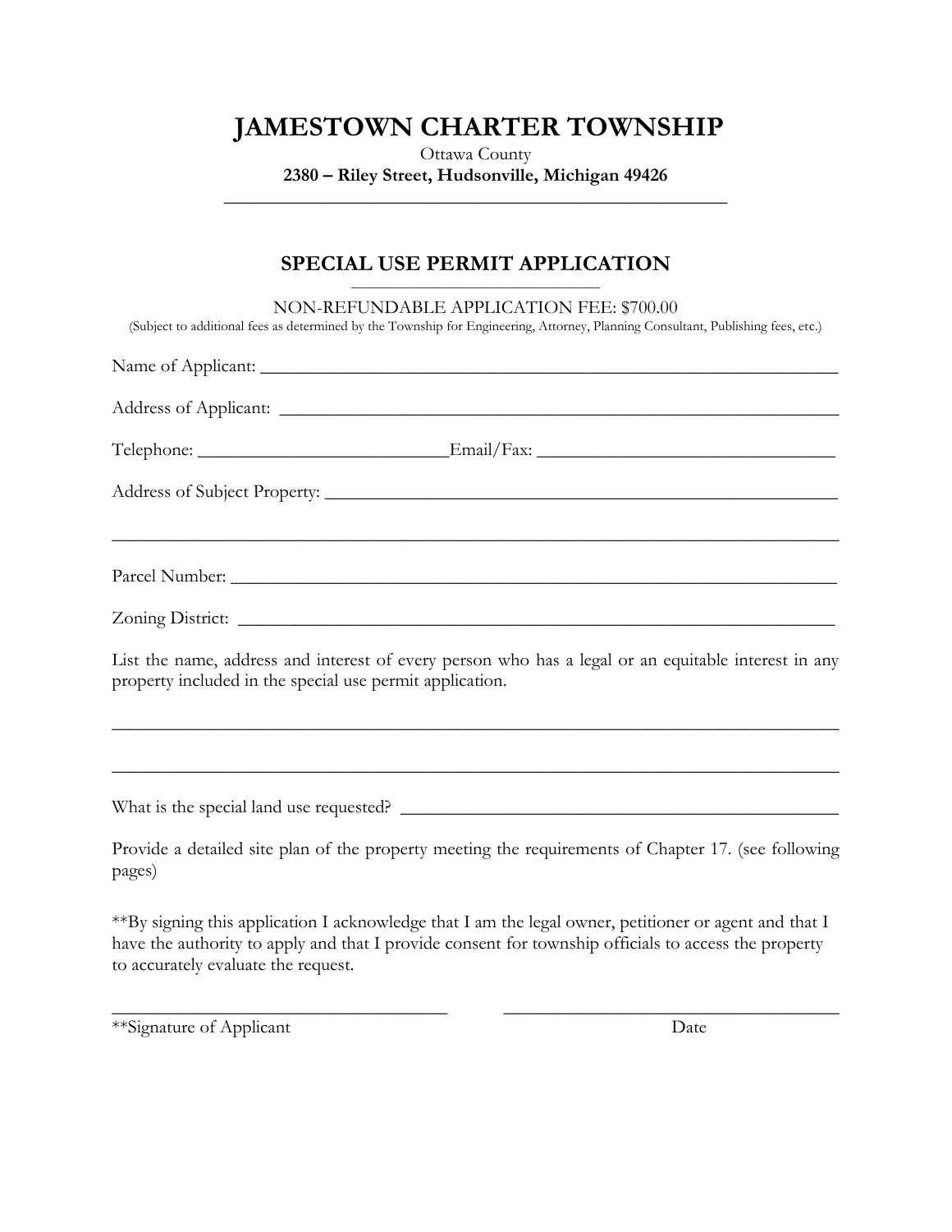# JAMESTOWN CHARTER TOWNSHIP

Ottawa County

**2380 – Riley Street, Hudsonville, Michigan 49426**

---

## SPECIAL USE PERMIT APPLICATION

NON-REFUNDABLE APPLICATION FEE: $700.00

(Subject to additional fees as determined by the Township for Engineering, Attorney, Planning Consultant, Publishing fees, etc.)

Name of Applicant: ____________________________________________

Address of Applicant: ____________________________________________

Telephone: ____________________ Email/Fax: ________________________

Address of Subject Property: ____________________________________________

____________________________________________________________

Parcel Number: ____________________________________________

Zoning District: ____________________________________________

List the name, address and interest of every person who has a legal or an equitable interest in any property included in the special use permit application.

____________________________________________________________

____________________________________________________________

What is the special land use requested? ________________________________

Provide a detailed site plan of the property meeting the requirements of Chapter 17. (see following pages)

**By signing this application I acknowledge that I am the legal owner, petitioner or agent and that I have the authority to apply and that I provide consent for township officials to access the property to accurately evaluate the request.

______________________________ ______________________________

**Signature of Applicant Date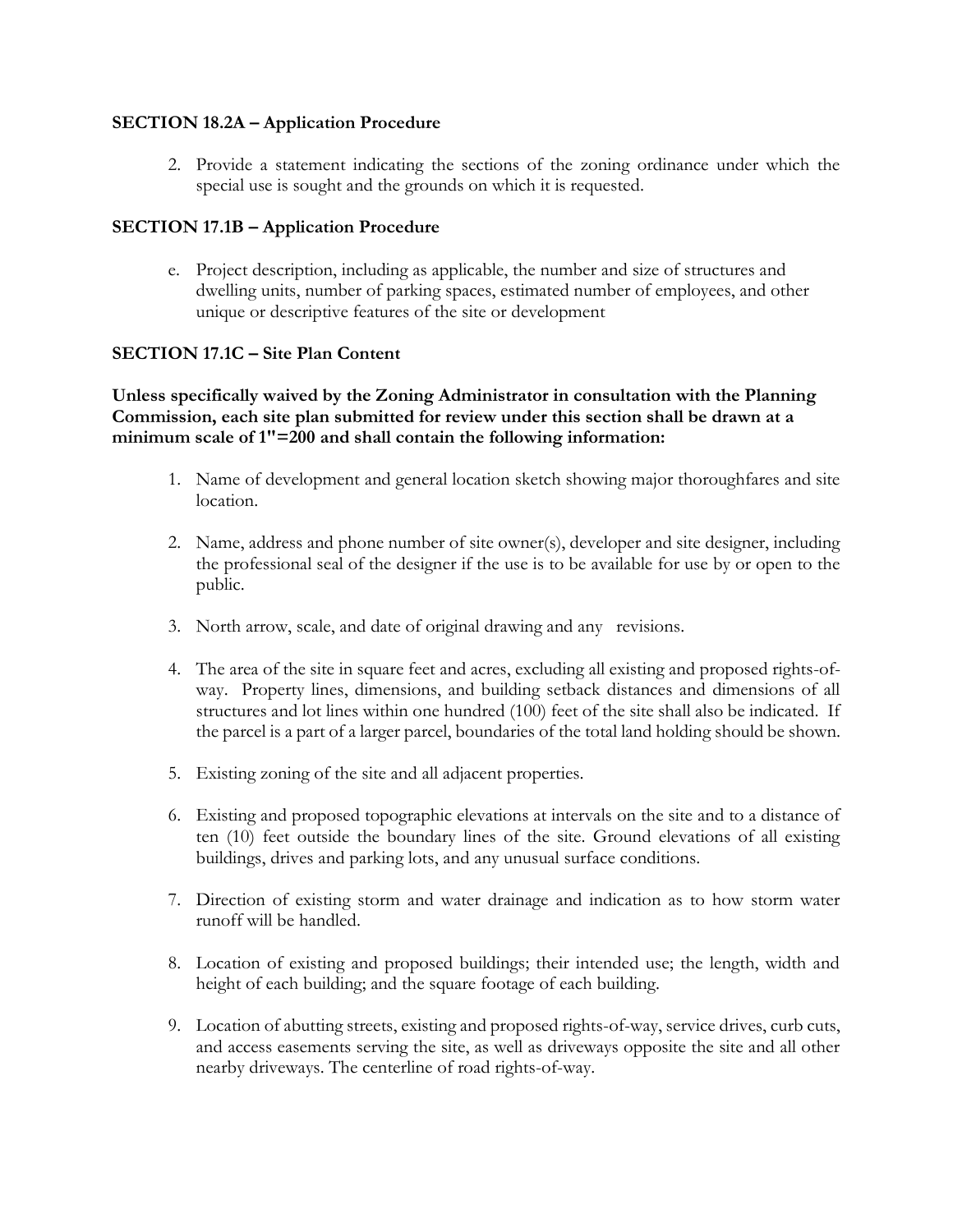**SECTION 18.2A – Application Procedure**

2. Provide a statement indicating the sections of the zoning ordinance under which the special use is sought and the grounds on which it is requested.

**SECTION 17.1B – Application Procedure**

e. Project description, including as applicable, the number and size of structures and dwelling units, number of parking spaces, estimated number of employees, and other unique or descriptive features of the site or development

**SECTION 17.1C – Site Plan Content**

**Unless specifically waived by the Zoning Administrator in consultation with the Planning Commission, each site plan submitted for review under this section shall be drawn at a minimum scale of 1"=200 and shall contain the following information:**

1. Name of development and general location sketch showing major thoroughfares and site location.

2. Name, address and phone number of site owner(s), developer and site designer, including the professional seal of the designer if the use is to be available for use by or open to the public.

3. North arrow, scale, and date of original drawing and any revisions.

4. The area of the site in square feet and acres, excluding all existing and proposed rights-of-way. Property lines, dimensions, and building setback distances and dimensions of all structures and lot lines within one hundred (100) feet of the site shall also be indicated. If the parcel is a part of a larger parcel, boundaries of the total land holding should be shown.

5. Existing zoning of the site and all adjacent properties.

6. Existing and proposed topographic elevations at intervals on the site and to a distance of ten (10) feet outside the boundary lines of the site. Ground elevations of all existing buildings, drives and parking lots, and any unusual surface conditions.

7. Direction of existing storm and water drainage and indication as to how storm water runoff will be handled.

8. Location of existing and proposed buildings; their intended use; the length, width and height of each building; and the square footage of each building.

9. Location of abutting streets, existing and proposed rights-of-way, service drives, curb cuts, and access easements serving the site, as well as driveways opposite the site and all other nearby driveways. The centerline of road rights-of-way.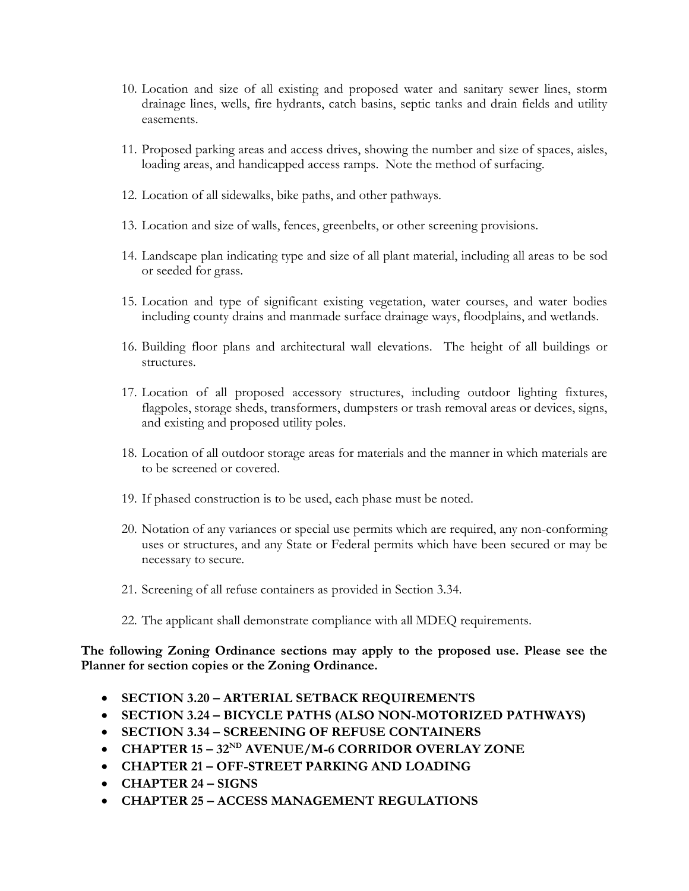10. Location and size of all existing and proposed water and sanitary sewer lines, storm drainage lines, wells, fire hydrants, catch basins, septic tanks and drain fields and utility easements.

11. Proposed parking areas and access drives, showing the number and size of spaces, aisles, loading areas, and handicapped access ramps. Note the method of surfacing.

12. Location of all sidewalks, bike paths, and other pathways.

13. Location and size of walls, fences, greenbelts, or other screening provisions.

14. Landscape plan indicating type and size of all plant material, including all areas to be sod or seeded for grass.

15. Location and type of significant existing vegetation, water courses, and water bodies including county drains and manmade surface drainage ways, floodplains, and wetlands.

16. Building floor plans and architectural wall elevations. The height of all buildings or structures.

17. Location of all proposed accessory structures, including outdoor lighting fixtures, flagpoles, storage sheds, transformers, dumpsters or trash removal areas or devices, signs, and existing and proposed utility poles.

18. Location of all outdoor storage areas for materials and the manner in which materials are to be screened or covered.

19. If phased construction is to be used, each phase must be noted.

20. Notation of any variances or special use permits which are required, any non-conforming uses or structures, and any State or Federal permits which have been secured or may be necessary to secure.

21. Screening of all refuse containers as provided in Section 3.34.

22. The applicant shall demonstrate compliance with all MDEQ requirements.

**The following Zoning Ordinance sections may apply to the proposed use. Please see the Planner for section copies or the Zoning Ordinance.**

- **SECTION 3.20 – ARTERIAL SETBACK REQUIREMENTS**
- **SECTION 3.24 – BICYCLE PATHS (ALSO NON-MOTORIZED PATHWAYS)**
- **SECTION 3.34 – SCREENING OF REFUSE CONTAINERS**
- **CHAPTER 15 – 32ND AVENUE/M-6 CORRIDOR OVERLAY ZONE**
- **CHAPTER 21 – OFF-STREET PARKING AND LOADING**
- **CHAPTER 24 – SIGNS**
- **CHAPTER 25 – ACCESS MANAGEMENT REGULATIONS**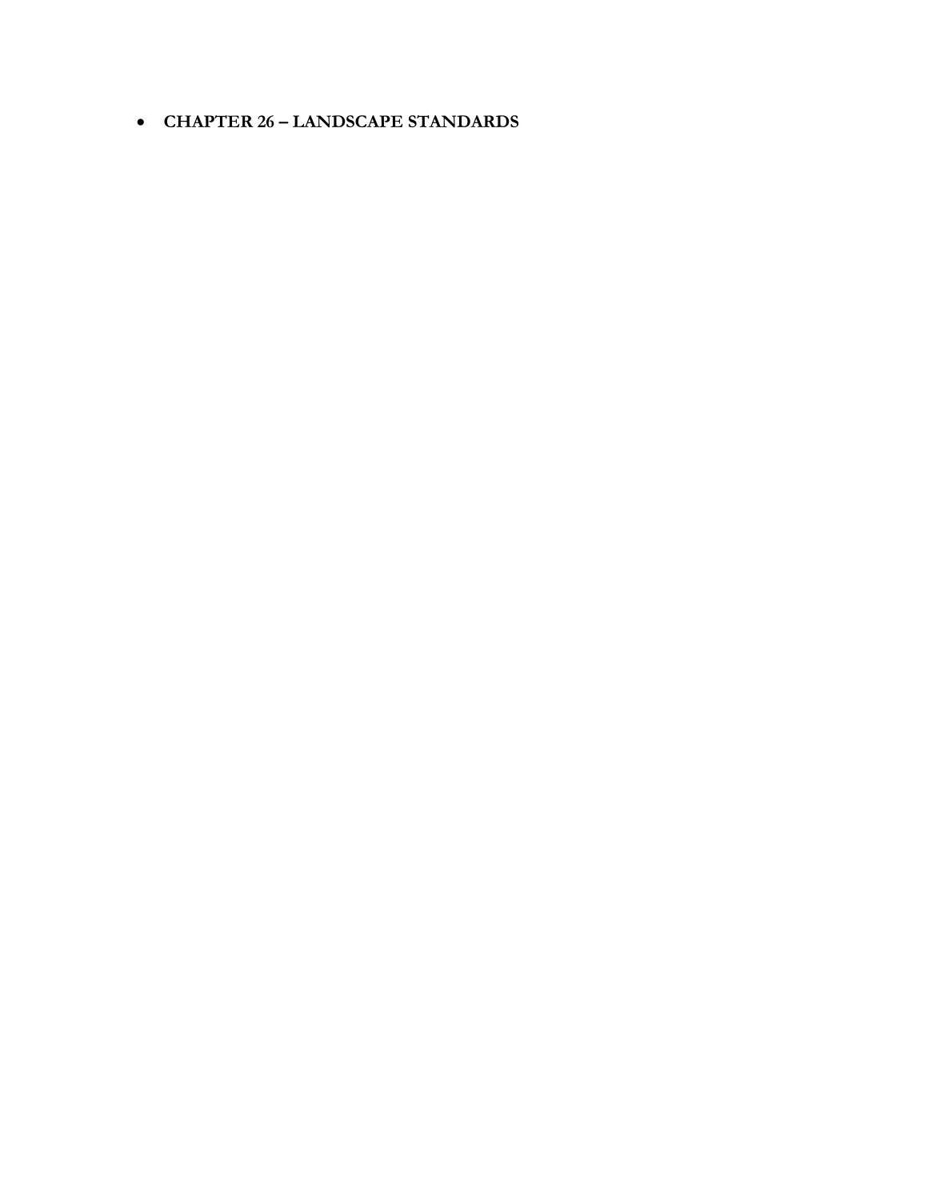- **CHAPTER 26 – LANDSCAPE STANDARDS**